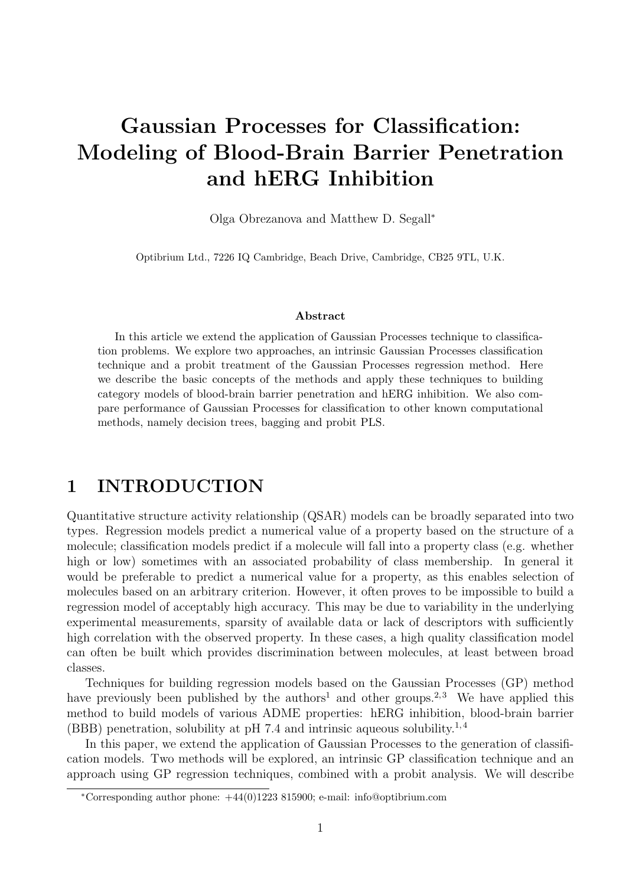# Gaussian Processes for Classification: Modeling of Blood-Brain Barrier Penetration and hERG Inhibition

Olga Obrezanova and Matthew D. Segall*

Optibrium Ltd., 7226 IQ Cambridge, Beach Drive, Cambridge, CB25 9TL, U.K.

### Abstract

In this article we extend the application of Gaussian Processes technique to classification problems. We explore two approaches, an intrinsic Gaussian Processes classification technique and a probit treatment of the Gaussian Processes regression method. Here we describe the basic concepts of the methods and apply these techniques to building category models of blood-brain barrier penetration and hERG inhibition. We also compare performance of Gaussian Processes for classification to other known computational methods, namely decision trees, bagging and probit PLS.

## 1 INTRODUCTION

Quantitative structure activity relationship (QSAR) models can be broadly separated into two types. Regression models predict a numerical value of a property based on the structure of a molecule; classification models predict if a molecule will fall into a property class (e.g. whether high or low) sometimes with an associated probability of class membership. In general it would be preferable to predict a numerical value for a property, as this enables selection of molecules based on an arbitrary criterion. However, it often proves to be impossible to build a regression model of acceptably high accuracy. This may be due to variability in the underlying experimental measurements, sparsity of available data or lack of descriptors with sufficiently high correlation with the observed property. In these cases, a high quality classification model can often be built which provides discrimination between molecules, at least between broad classes.

Techniques for building regression models based on the Gaussian Processes (GP) method have previously been published by the authors[1] and other groups.[2,3] We have applied this method to build models of various ADME properties: hERG inhibition, blood-brain barrier (BBB) penetration, solubility at pH 7.4 and intrinsic aqueous solubility.[1,4]

In this paper, we extend the application of Gaussian Processes to the generation of classification models. Two methods will be explored, an intrinsic GP classification technique and an approach using GP regression techniques, combined with a probit analysis. We will describe

*Corresponding author phone: +44(0)1223 815900; e-mail: info@optibrium.com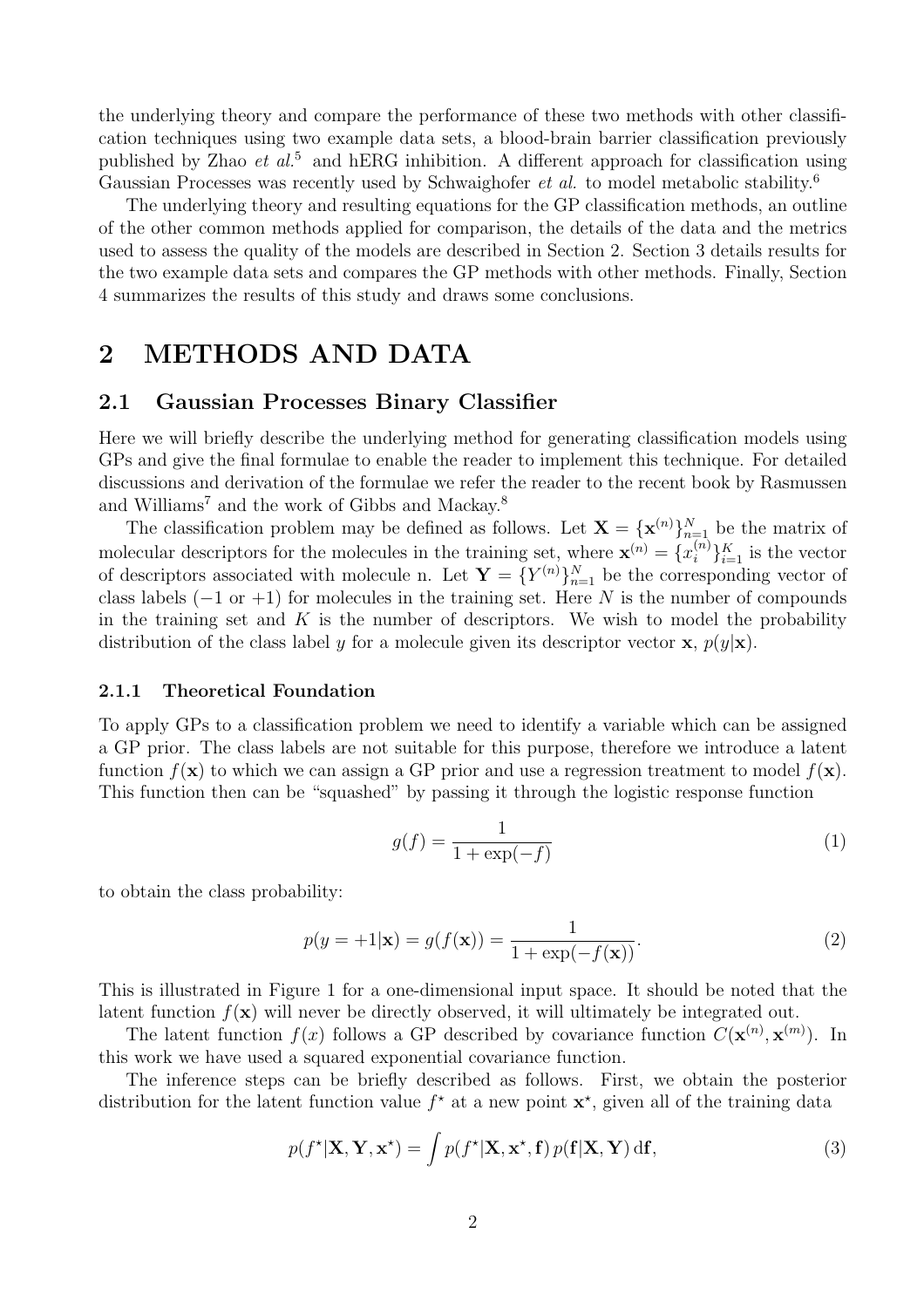the underlying theory and compare the performance of these two methods with other classification techniques using two example data sets, a blood-brain barrier classification previously published by Zhao *et al.*[5] and hERG inhibition. A different approach for classification using Gaussian Processes was recently used by Schwaighofer *et al.* to model metabolic stability.[6]

The underlying theory and resulting equations for the GP classification methods, an outline of the other common methods applied for comparison, the details of the data and the metrics used to assess the quality of the models are described in Section 2. Section 3 details results for the two example data sets and compares the GP methods with other methods. Finally, Section 4 summarizes the results of this study and draws some conclusions.

## 2 METHODS AND DATA

### 2.1 Gaussian Processes Binary Classifier

Here we will briefly describe the underlying method for generating classification models using GPs and give the final formulae to enable the reader to implement this technique. For detailed discussions and derivation of the formulae we refer the reader to the recent book by Rasmussen and Williams[7] and the work of Gibbs and Mackay.[8]

The classification problem may be defined as follows. Let $\mathbf{X} = \{\mathbf{x}^{(n)}\}_{n=1}^{N}$ be the matrix of molecular descriptors for the molecules in the training set, where $\mathbf{x}^{(n)} = \{x_i^{(n)}\}_{i=1}^{K}$ is the vector of descriptors associated with molecule n. Let $\mathbf{Y} = \{Y^{(n)}\}_{n=1}^{N}$ be the corresponding vector of class labels ($-1$ or $+1$) for molecules in the training set. Here $N$ is the number of compounds in the training set and $K$ is the number of descriptors. We wish to model the probability distribution of the class label $y$ for a molecule given its descriptor vector $\mathbf{x}$, $p(y|\mathbf{x})$.

#### 2.1.1 Theoretical Foundation

To apply GPs to a classification problem we need to identify a variable which can be assigned a GP prior. The class labels are not suitable for this purpose, therefore we introduce a latent function $f(\mathbf{x})$ to which we can assign a GP prior and use a regression treatment to model $f(\mathbf{x})$. This function then can be "squashed" by passing it through the logistic response function

$$g(f) = \frac{1}{1 + \exp(-f)} \tag{1}$$

to obtain the class probability:

$$p(y = +1|\mathbf{x}) = g(f(\mathbf{x})) = \frac{1}{1 + \exp(-f(\mathbf{x}))}. \tag{2}$$

This is illustrated in Figure 1 for a one-dimensional input space. It should be noted that the latent function $f(\mathbf{x})$ will never be directly observed, it will ultimately be integrated out.

The latent function $f(x)$ follows a GP described by covariance function $C(\mathbf{x}^{(n)}, \mathbf{x}^{(m)})$. In this work we have used a squared exponential covariance function.

The inference steps can be briefly described as follows. First, we obtain the posterior distribution for the latent function value $f^\star$ at a new point $\mathbf{x}^\star$, given all of the training data

$$p(f^\star|\mathbf{X}, \mathbf{Y}, \mathbf{x}^\star) = \int p(f^\star|\mathbf{X}, \mathbf{x}^\star, \mathbf{f})\, p(\mathbf{f}|\mathbf{X}, \mathbf{Y})\, \mathrm{d}\mathbf{f}, \tag{3}$$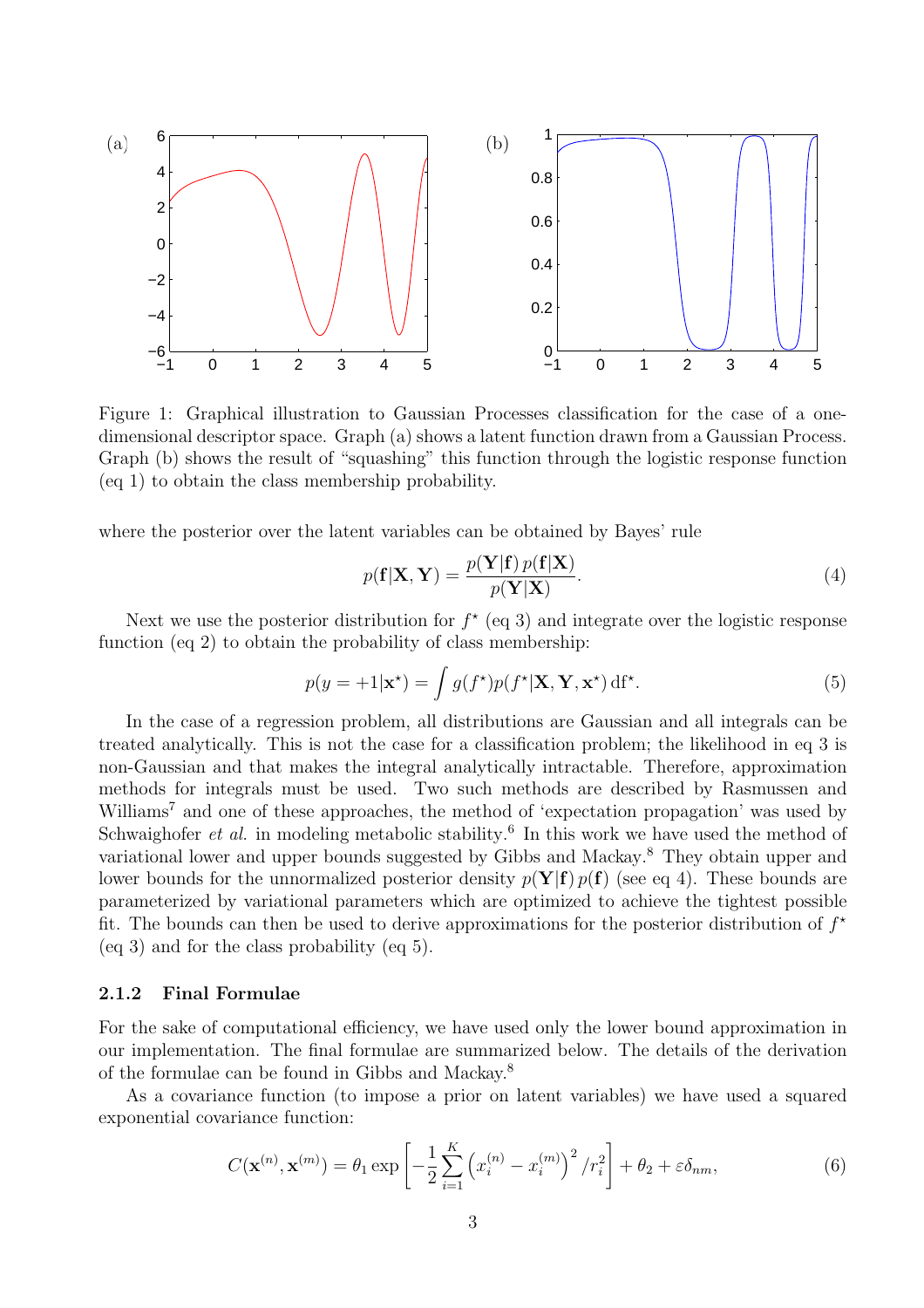Figure 1: Graphical illustration to Gaussian Processes classification for the case of a one-dimensional descriptor space. Graph (a) shows a latent function drawn from a Gaussian Process. Graph (b) shows the result of "squashing" this function through the logistic response function (eq 1) to obtain the class membership probability.

where the posterior over the latent variables can be obtained by Bayes' rule

$$p(\mathbf{f}|\mathbf{X},\mathbf{Y}) = \frac{p(\mathbf{Y}|\mathbf{f})\,p(\mathbf{f}|\mathbf{X})}{p(\mathbf{Y}|\mathbf{X})}. \tag{4}$$

Next we use the posterior distribution for $f^\star$ (eq 3) and integrate over the logistic response function (eq 2) to obtain the probability of class membership:

$$p(y=+1|\mathbf{x}^\star) = \int g(f^\star)p(f^\star|\mathbf{X},\mathbf{Y},\mathbf{x}^\star)\,\mathrm{d}f^\star. \tag{5}$$

In the case of a regression problem, all distributions are Gaussian and all integrals can be treated analytically. This is not the case for a classification problem; the likelihood in eq 3 is non-Gaussian and that makes the integral analytically intractable. Therefore, approximation methods for integrals must be used. Two such methods are described by Rasmussen and Williams[7] and one of these approaches, the method of 'expectation propagation' was used by Schwaighofer *et al.* in modeling metabolic stability.[6] In this work we have used the method of variational lower and upper bounds suggested by Gibbs and Mackay.[8] They obtain upper and lower bounds for the unnormalized posterior density $p(\mathbf{Y}|\mathbf{f})\,p(\mathbf{f})$ (see eq 4). These bounds are parameterized by variational parameters which are optimized to achieve the tightest possible fit. The bounds can then be used to derive approximations for the posterior distribution of $f^\star$ (eq 3) and for the class probability (eq 5).

### 2.1.2 Final Formulae

For the sake of computational efficiency, we have used only the lower bound approximation in our implementation. The final formulae are summarized below. The details of the derivation of the formulae can be found in Gibbs and Mackay.[8]

As a covariance function (to impose a prior on latent variables) we have used a squared exponential covariance function:

$$C(\mathbf{x}^{(n)},\mathbf{x}^{(m)}) = \theta_1 \exp\left[-\frac{1}{2}\sum_{i=1}^{K}\left(x_i^{(n)} - x_i^{(m)}\right)^2/r_i^2\right] + \theta_2 + \varepsilon\delta_{nm}, \tag{6}$$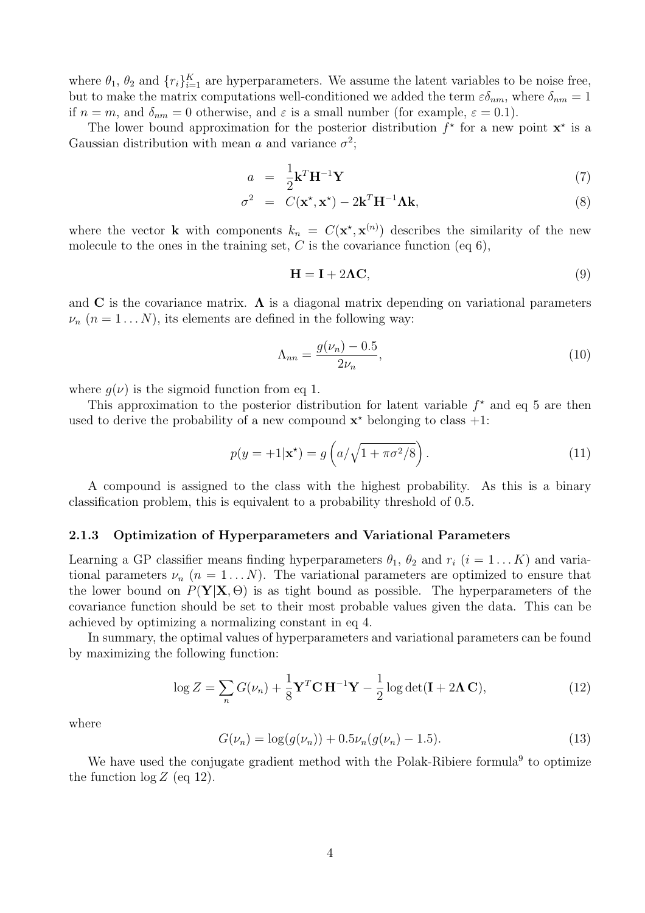where $\theta_1$, $\theta_2$ and $\{r_i\}_{i=1}^K$ are hyperparameters. We assume the latent variables to be noise free, but to make the matrix computations well-conditioned we added the term $\varepsilon\delta_{nm}$, where $\delta_{nm} = 1$ if $n = m$, and $\delta_{nm} = 0$ otherwise, and $\varepsilon$ is a small number (for example, $\varepsilon = 0.1$).

The lower bound approximation for the posterior distribution $f^\star$ for a new point $\mathbf{x}^\star$ is a Gaussian distribution with mean $a$ and variance $\sigma^2$;

$$a = \frac{1}{2}\mathbf{k}^T\mathbf{H}^{-1}\mathbf{Y} \tag{7}$$

$$\sigma^2 = C(\mathbf{x}^\star, \mathbf{x}^\star) - 2\mathbf{k}^T\mathbf{H}^{-1}\mathbf{\Lambda}\mathbf{k}, \tag{8}$$

where the vector $\mathbf{k}$ with components $k_n = C(\mathbf{x}^\star, \mathbf{x}^{(n)})$ describes the similarity of the new molecule to the ones in the training set, $C$ is the covariance function (eq 6),

$$\mathbf{H} = \mathbf{I} + 2\mathbf{\Lambda}\mathbf{C}, \tag{9}$$

and $\mathbf{C}$ is the covariance matrix. $\mathbf{\Lambda}$ is a diagonal matrix depending on variational parameters $\nu_n$ $(n = 1 \ldots N)$, its elements are defined in the following way:

$$\Lambda_{nn} = \frac{g(\nu_n) - 0.5}{2\nu_n}, \tag{10}$$

where $g(\nu)$ is the sigmoid function from eq 1.

This approximation to the posterior distribution for latent variable $f^\star$ and eq 5 are then used to derive the probability of a new compound $\mathbf{x}^\star$ belonging to class +1:

$$p(y = +1|\mathbf{x}^\star) = g\left(a/\sqrt{1 + \pi\sigma^2/8}\right). \tag{11}$$

A compound is assigned to the class with the highest probability. As this is a binary classification problem, this is equivalent to a probability threshold of 0.5.

### 2.1.3 Optimization of Hyperparameters and Variational Parameters

Learning a GP classifier means finding hyperparameters $\theta_1$, $\theta_2$ and $r_i$ $(i = 1 \ldots K)$ and variational parameters $\nu_n$ $(n = 1 \ldots N)$. The variational parameters are optimized to ensure that the lower bound on $P(\mathbf{Y}|\mathbf{X}, \Theta)$ is as tight bound as possible. The hyperparameters of the covariance function should be set to their most probable values given the data. This can be achieved by optimizing a normalizing constant in eq 4.

In summary, the optimal values of hyperparameters and variational parameters can be found by maximizing the following function:

$$\log Z = \sum_n G(\nu_n) + \frac{1}{8}\mathbf{Y}^T\mathbf{C}\,\mathbf{H}^{-1}\mathbf{Y} - \frac{1}{2}\log\det(\mathbf{I} + 2\mathbf{\Lambda}\,\mathbf{C}), \tag{12}$$

where

$$G(\nu_n) = \log(g(\nu_n)) + 0.5\nu_n(g(\nu_n) - 1.5). \tag{13}$$

We have used the conjugate gradient method with the Polak-Ribiere formula[9] to optimize the function $\log Z$ (eq 12).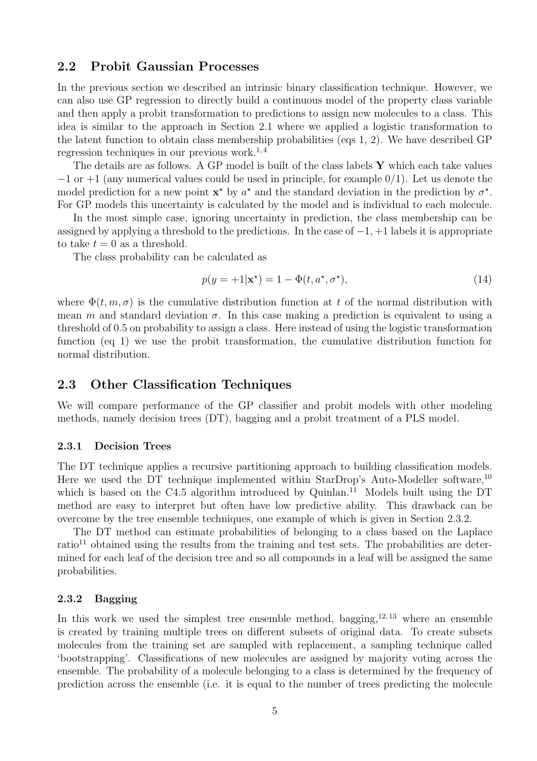## 2.2 Probit Gaussian Processes

In the previous section we described an intrinsic binary classification technique. However, we can also use GP regression to directly build a continuous model of the property class variable and then apply a probit transformation to predictions to assign new molecules to a class. This idea is similar to the approach in Section 2.1 where we applied a logistic transformation to the latent function to obtain class membership probabilities (eqs 1, 2). We have described GP regression techniques in our previous work.[1,4]

The details are as follows. A GP model is built of the class labels $\mathbf{Y}$ which each take values $-1$ or $+1$ (any numerical values could be used in principle, for example 0/1). Let us denote the model prediction for a new point $\mathbf{x}^\star$ by $a^\star$ and the standard deviation in the prediction by $\sigma^\star$. For GP models this uncertainty is calculated by the model and is individual to each molecule.

In the most simple case, ignoring uncertainty in prediction, the class membership can be assigned by applying a threshold to the predictions. In the case of $-1, +1$ labels it is appropriate to take $t = 0$ as a threshold.

The class probability can be calculated as

$$p(y = +1|\mathbf{x}^\star) = 1 - \Phi(t, a^\star, \sigma^\star), \tag{14}$$

where $\Phi(t, m, \sigma)$ is the cumulative distribution function at $t$ of the normal distribution with mean $m$ and standard deviation $\sigma$. In this case making a prediction is equivalent to using a threshold of 0.5 on probability to assign a class. Here instead of using the logistic transformation function (eq 1) we use the probit transformation, the cumulative distribution function for normal distribution.

## 2.3 Other Classification Techniques

We will compare performance of the GP classifier and probit models with other modeling methods, namely decision trees (DT), bagging and a probit treatment of a PLS model.

### 2.3.1 Decision Trees

The DT technique applies a recursive partitioning approach to building classification models. Here we used the DT technique implemented within StarDrop's Auto-Modeller software,[10] which is based on the C4.5 algorithm introduced by Quinlan.[11] Models built using the DT method are easy to interpret but often have low predictive ability. This drawback can be overcome by the tree ensemble techniques, one example of which is given in Section 2.3.2.

The DT method can estimate probabilities of belonging to a class based on the Laplace ratio[11] obtained using the results from the training and test sets. The probabilities are determined for each leaf of the decision tree and so all compounds in a leaf will be assigned the same probabilities.

### 2.3.2 Bagging

In this work we used the simplest tree ensemble method, bagging,[12,13] where an ensemble is created by training multiple trees on different subsets of original data. To create subsets molecules from the training set are sampled with replacement, a sampling technique called 'bootstrapping'. Classifications of new molecules are assigned by majority voting across the ensemble. The probability of a molecule belonging to a class is determined by the frequency of prediction across the ensemble (i.e. it is equal to the number of trees predicting the molecule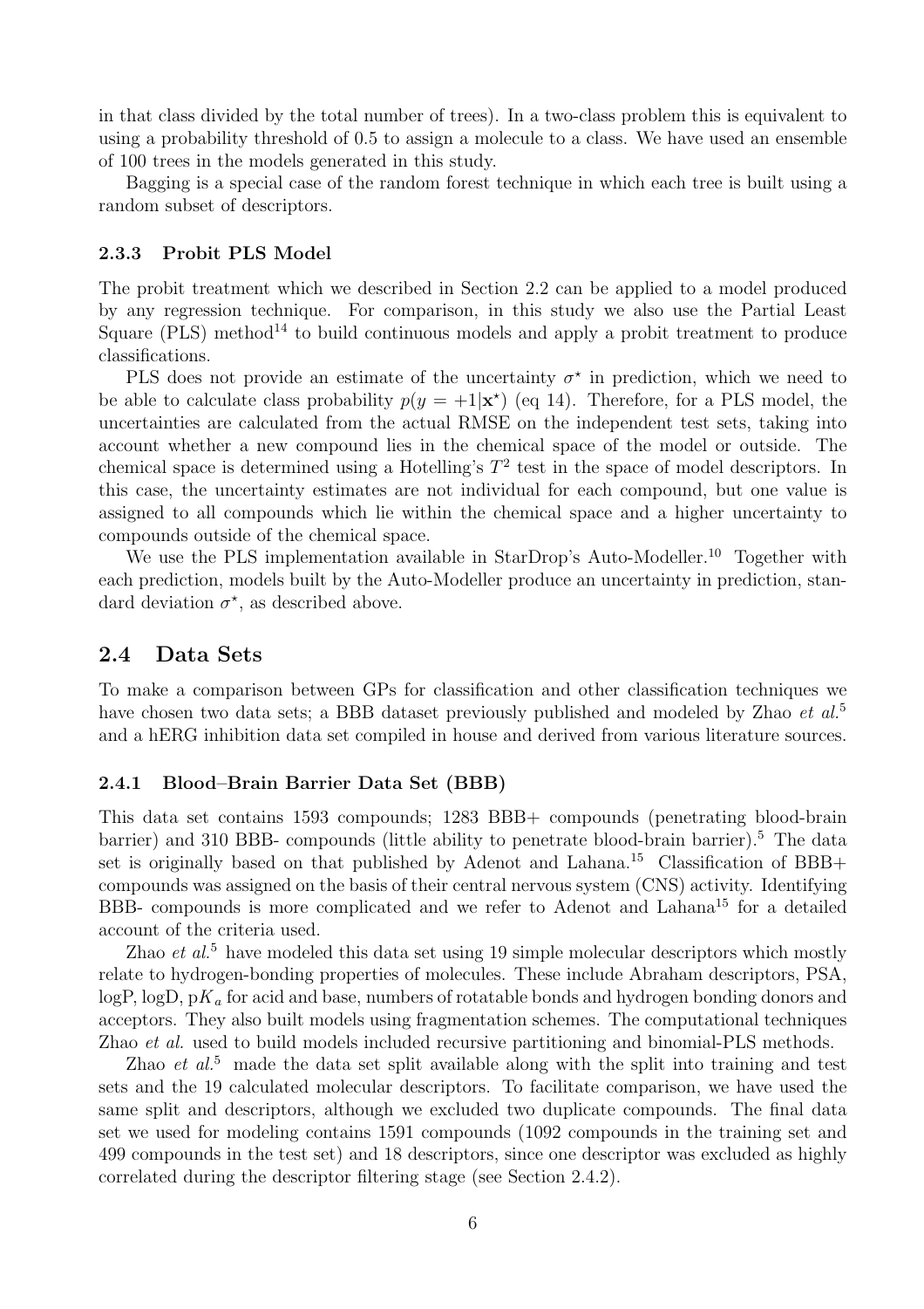in that class divided by the total number of trees). In a two-class problem this is equivalent to using a probability threshold of 0.5 to assign a molecule to a class. We have used an ensemble of 100 trees in the models generated in this study.

Bagging is a special case of the random forest technique in which each tree is built using a random subset of descriptors.

### 2.3.3 Probit PLS Model

The probit treatment which we described in Section 2.2 can be applied to a model produced by any regression technique. For comparison, in this study we also use the Partial Least Square (PLS) method[14] to build continuous models and apply a probit treatment to produce classifications.

PLS does not provide an estimate of the uncertainty $\sigma^\star$ in prediction, which we need to be able to calculate class probability $p(y = +1|\mathbf{x}^\star)$ (eq 14). Therefore, for a PLS model, the uncertainties are calculated from the actual RMSE on the independent test sets, taking into account whether a new compound lies in the chemical space of the model or outside. The chemical space is determined using a Hotelling's $T^2$ test in the space of model descriptors. In this case, the uncertainty estimates are not individual for each compound, but one value is assigned to all compounds which lie within the chemical space and a higher uncertainty to compounds outside of the chemical space.

We use the PLS implementation available in StarDrop's Auto-Modeller.[10] Together with each prediction, models built by the Auto-Modeller produce an uncertainty in prediction, standard deviation $\sigma^\star$, as described above.

## 2.4 Data Sets

To make a comparison between GPs for classification and other classification techniques we have chosen two data sets; a BBB dataset previously published and modeled by Zhao *et al.*[5] and a hERG inhibition data set compiled in house and derived from various literature sources.

### 2.4.1 Blood–Brain Barrier Data Set (BBB)

This data set contains 1593 compounds; 1283 BBB+ compounds (penetrating blood-brain barrier) and 310 BBB- compounds (little ability to penetrate blood-brain barrier).[5] The data set is originally based on that published by Adenot and Lahana.[15] Classification of BBB+ compounds was assigned on the basis of their central nervous system (CNS) activity. Identifying BBB- compounds is more complicated and we refer to Adenot and Lahana[15] for a detailed account of the criteria used.

Zhao *et al.*[5] have modeled this data set using 19 simple molecular descriptors which mostly relate to hydrogen-bonding properties of molecules. These include Abraham descriptors, PSA, logP, logD, p$K_a$ for acid and base, numbers of rotatable bonds and hydrogen bonding donors and acceptors. They also built models using fragmentation schemes. The computational techniques Zhao *et al.* used to build models included recursive partitioning and binomial-PLS methods.

Zhao *et al.*[5] made the data set split available along with the split into training and test sets and the 19 calculated molecular descriptors. To facilitate comparison, we have used the same split and descriptors, although we excluded two duplicate compounds. The final data set we used for modeling contains 1591 compounds (1092 compounds in the training set and 499 compounds in the test set) and 18 descriptors, since one descriptor was excluded as highly correlated during the descriptor filtering stage (see Section 2.4.2).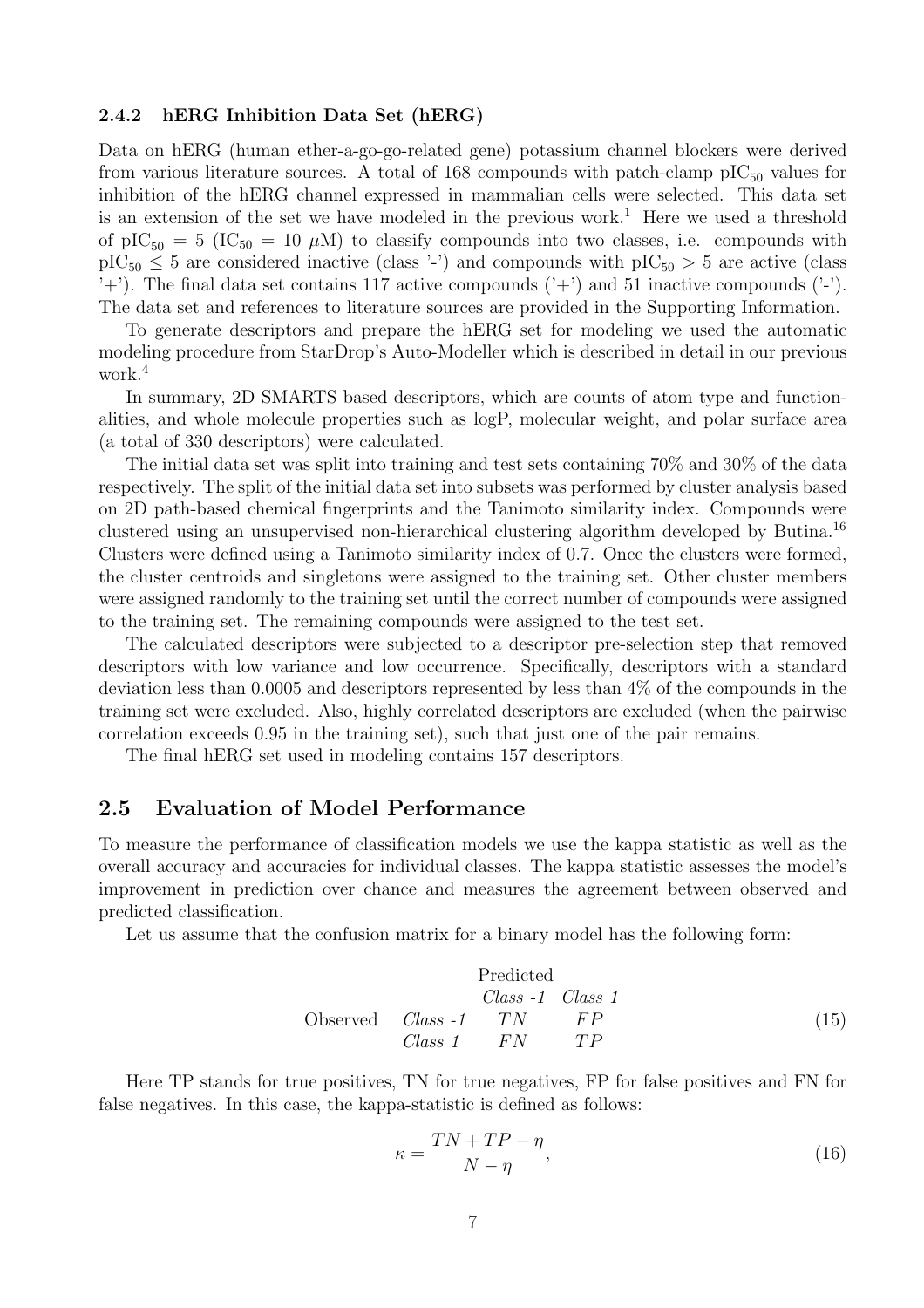### 2.4.2 hERG Inhibition Data Set (hERG)

Data on hERG (human ether-a-go-go-related gene) potassium channel blockers were derived from various literature sources. A total of 168 compounds with patch-clamp $pIC_{50}$ values for inhibition of the hERG channel expressed in mammalian cells were selected. This data set is an extension of the set we have modeled in the previous work.[1] Here we used a threshold of $pIC_{50} = 5$ ($IC_{50} = 10\ \mu M$) to classify compounds into two classes, i.e. compounds with $pIC_{50} \leq 5$ are considered inactive (class '-') and compounds with $pIC_{50} > 5$ are active (class '+'). The final data set contains 117 active compounds ('+') and 51 inactive compounds ('-'). The data set and references to literature sources are provided in the Supporting Information.

To generate descriptors and prepare the hERG set for modeling we used the automatic modeling procedure from StarDrop's Auto-Modeller which is described in detail in our previous work.[4]

In summary, 2D SMARTS based descriptors, which are counts of atom type and functionalities, and whole molecule properties such as logP, molecular weight, and polar surface area (a total of 330 descriptors) were calculated.

The initial data set was split into training and test sets containing 70% and 30% of the data respectively. The split of the initial data set into subsets was performed by cluster analysis based on 2D path-based chemical fingerprints and the Tanimoto similarity index. Compounds were clustered using an unsupervised non-hierarchical clustering algorithm developed by Butina.[16] Clusters were defined using a Tanimoto similarity index of 0.7. Once the clusters were formed, the cluster centroids and singletons were assigned to the training set. Other cluster members were assigned randomly to the training set until the correct number of compounds were assigned to the training set. The remaining compounds were assigned to the test set.

The calculated descriptors were subjected to a descriptor pre-selection step that removed descriptors with low variance and low occurrence. Specifically, descriptors with a standard deviation less than 0.0005 and descriptors represented by less than 4% of the compounds in the training set were excluded. Also, highly correlated descriptors are excluded (when the pairwise correlation exceeds 0.95 in the training set), such that just one of the pair remains.

The final hERG set used in modeling contains 157 descriptors.

## 2.5 Evaluation of Model Performance

To measure the performance of classification models we use the kappa statistic as well as the overall accuracy and accuracies for individual classes. The kappa statistic assesses the model's improvement in prediction over chance and measures the agreement between observed and predicted classification.

Let us assume that the confusion matrix for a binary model has the following form:

$$\begin{array}{llcc} & & \multicolumn{2}{c}{\text{Predicted}} \\ & & \textit{Class -1} & \textit{Class 1} \\ \text{Observed} & \textit{Class -1} & TN & FP \\ & \textit{Class 1} & FN & TP \end{array} \tag{15}$$

Here TP stands for true positives, TN for true negatives, FP for false positives and FN for false negatives. In this case, the kappa-statistic is defined as follows:

$$\kappa = \frac{TN + TP - \eta}{N - \eta}, \tag{16}$$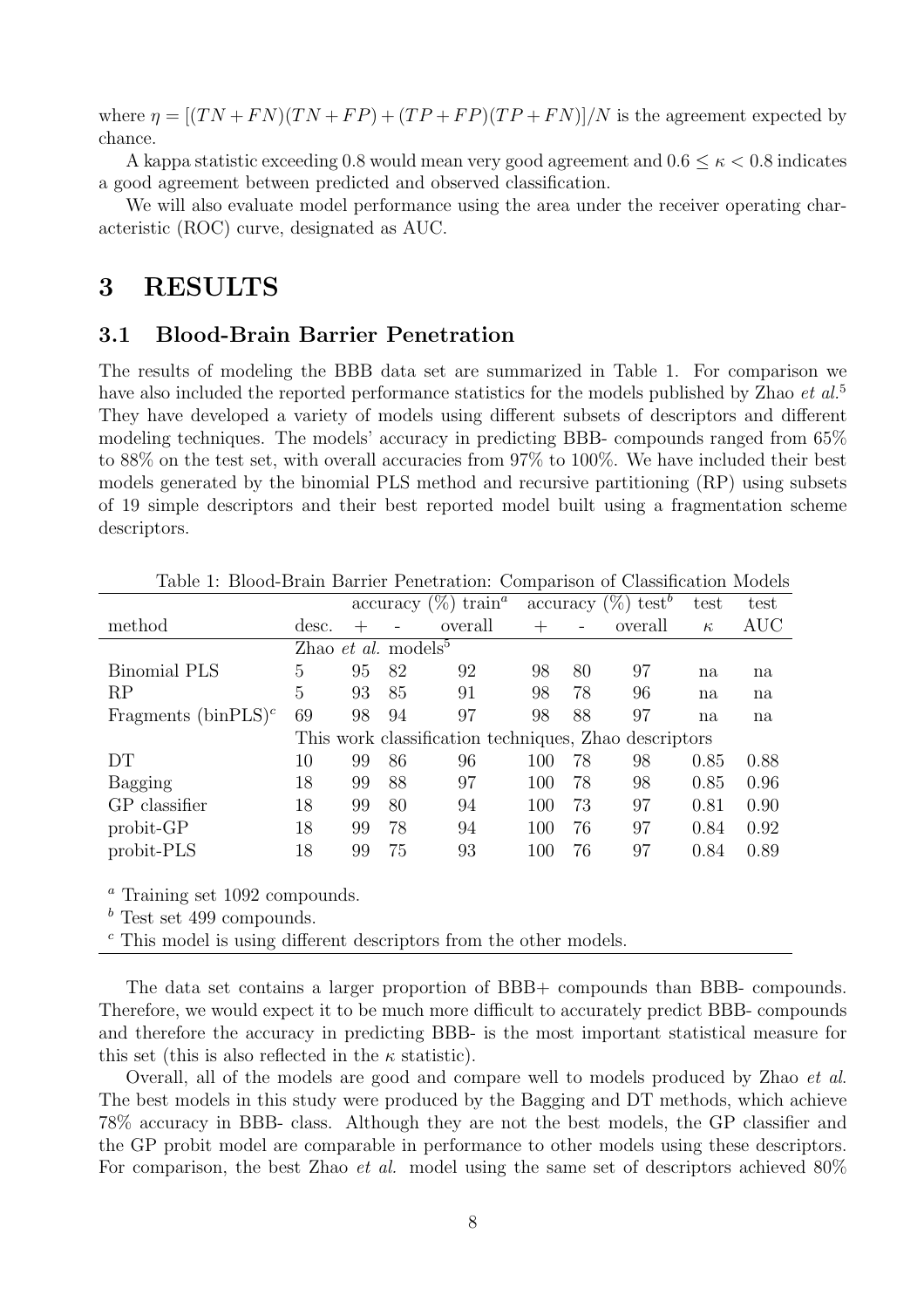where $\eta = [(TN + FN)(TN + FP) + (TP + FP)(TP + FN)]/N$ is the agreement expected by chance.

A kappa statistic exceeding 0.8 would mean very good agreement and $0.6 \leq \kappa < 0.8$ indicates a good agreement between predicted and observed classification.

We will also evaluate model performance using the area under the receiver operating characteristic (ROC) curve, designated as AUC.

# 3 RESULTS

## 3.1 Blood-Brain Barrier Penetration

The results of modeling the BBB data set are summarized in Table 1. For comparison we have also included the reported performance statistics for the models published by Zhao *et al.*[5] They have developed a variety of models using different subsets of descriptors and different modeling techniques. The models' accuracy in predicting BBB- compounds ranged from 65% to 88% on the test set, with overall accuracies from 97% to 100%. We have included their best models generated by the binomial PLS method and recursive partitioning (RP) using subsets of 19 simple descriptors and their best reported model built using a fragmentation scheme descriptors.

Table 1: Blood-Brain Barrier Penetration: Comparison of Classification Models

| | | accuracy (%) train[a] | | | accuracy (%) test[b] | | | test | test |
|---|---|---|---|---|---|---|---|---|---|
| method | desc. | + | - | overall | + | - | overall | $\kappa$ | AUC |
| | Zhao *et al.* models[5] | | | | | | | | |
| Binomial PLS | 5 | 95 | 82 | 92 | 98 | 80 | 97 | na | na |
| RP | 5 | 93 | 85 | 91 | 98 | 78 | 96 | na | na |
| Fragments (binPLS)[c] | 69 | 98 | 94 | 97 | 98 | 88 | 97 | na | na |
| | This work classification techniques, Zhao descriptors | | | | | | | | |
| DT | 10 | 99 | 86 | 96 | 100 | 78 | 98 | 0.85 | 0.88 |
| Bagging | 18 | 99 | 88 | 97 | 100 | 78 | 98 | 0.85 | 0.96 |
| GP classifier | 18 | 99 | 80 | 94 | 100 | 73 | 97 | 0.81 | 0.90 |
| probit-GP | 18 | 99 | 78 | 94 | 100 | 76 | 97 | 0.84 | 0.92 |
| probit-PLS | 18 | 99 | 75 | 93 | 100 | 76 | 97 | 0.84 | 0.89 |

[a] Training set 1092 compounds.
[b] Test set 499 compounds.
[c] This model is using different descriptors from the other models.

The data set contains a larger proportion of BBB+ compounds than BBB- compounds. Therefore, we would expect it to be much more difficult to accurately predict BBB- compounds and therefore the accuracy in predicting BBB- is the most important statistical measure for this set (this is also reflected in the $\kappa$ statistic).

Overall, all of the models are good and compare well to models produced by Zhao *et al*. The best models in this study were produced by the Bagging and DT methods, which achieve 78% accuracy in BBB- class. Although they are not the best models, the GP classifier and the GP probit model are comparable in performance to other models using these descriptors. For comparison, the best Zhao *et al.* model using the same set of descriptors achieved 80%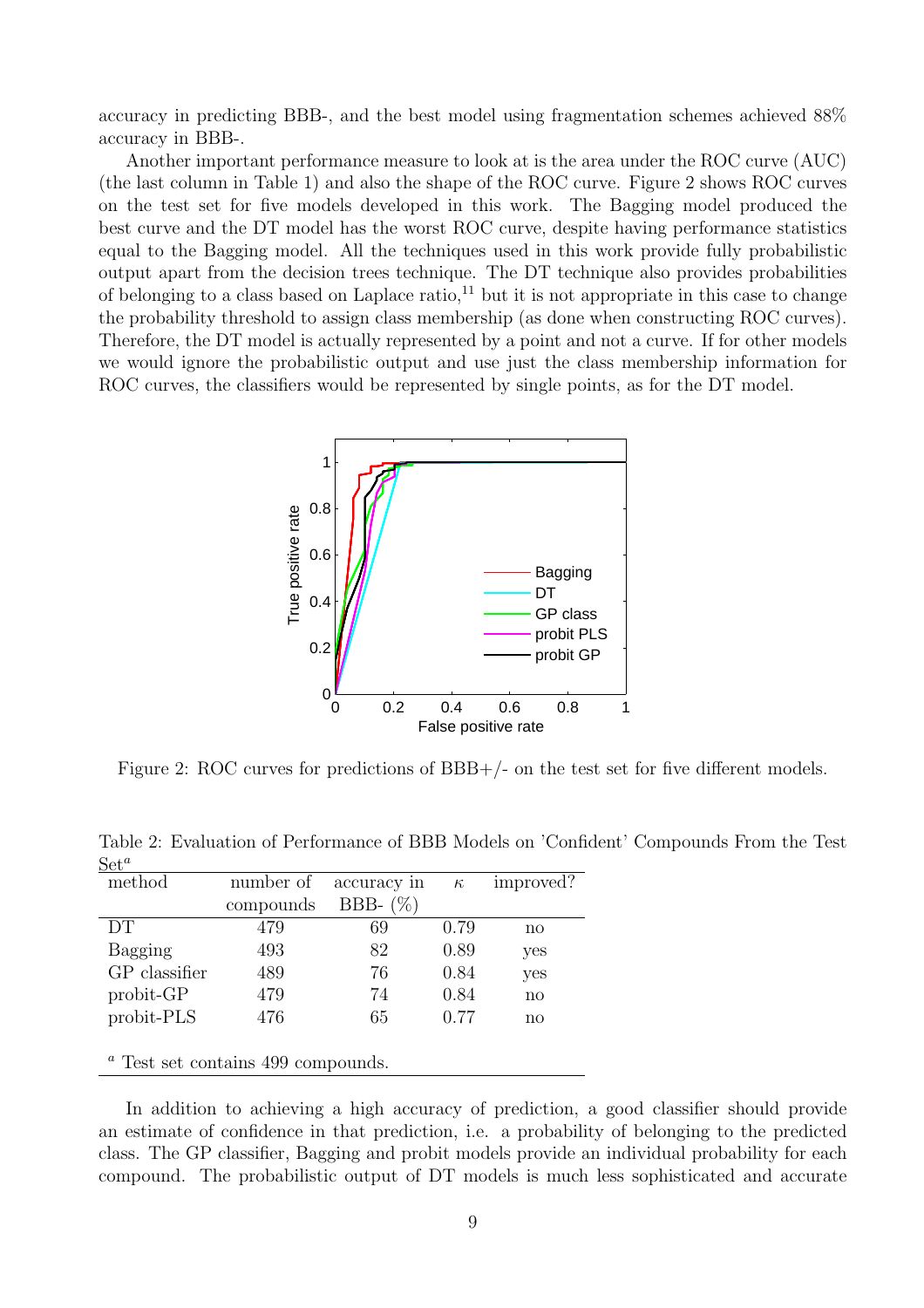accuracy in predicting BBB-, and the best model using fragmentation schemes achieved 88% accuracy in BBB-.

Another important performance measure to look at is the area under the ROC curve (AUC) (the last column in Table 1) and also the shape of the ROC curve. Figure 2 shows ROC curves on the test set for five models developed in this work. The Bagging model produced the best curve and the DT model has the worst ROC curve, despite having performance statistics equal to the Bagging model. All the techniques used in this work provide fully probabilistic output apart from the decision trees technique. The DT technique also provides probabilities of belonging to a class based on Laplace ratio,[11] but it is not appropriate in this case to change the probability threshold to assign class membership (as done when constructing ROC curves). Therefore, the DT model is actually represented by a point and not a curve. If for other models we would ignore the probabilistic output and use just the class membership information for ROC curves, the classifiers would be represented by single points, as for the DT model.

Figure 2: ROC curves for predictions of BBB+/- on the test set for five different models.

Table 2: Evaluation of Performance of BBB Models on 'Confident' Compounds From the Test Set[a]

| method | number of compounds | accuracy in BBB- (%) | $\kappa$ | improved? |
|---|---|---|---|---|
| DT | 479 | 69 | 0.79 | no |
| Bagging | 493 | 82 | 0.89 | yes |
| GP classifier | 489 | 76 | 0.84 | yes |
| probit-GP | 479 | 74 | 0.84 | no |
| probit-PLS | 476 | 65 | 0.77 | no |

[a] Test set contains 499 compounds.

In addition to achieving a high accuracy of prediction, a good classifier should provide an estimate of confidence in that prediction, i.e. a probability of belonging to the predicted class. The GP classifier, Bagging and probit models provide an individual probability for each compound. The probabilistic output of DT models is much less sophisticated and accurate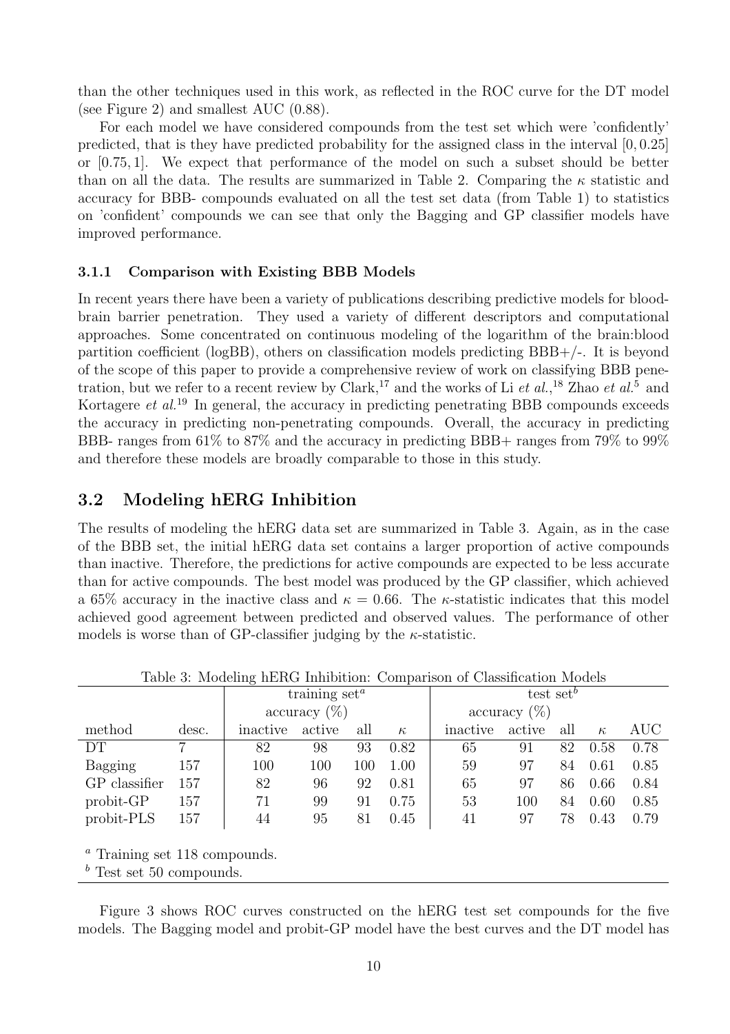than the other techniques used in this work, as reflected in the ROC curve for the DT model (see Figure 2) and smallest AUC (0.88).

For each model we have considered compounds from the test set which were 'confidently' predicted, that is they have predicted probability for the assigned class in the interval $[0, 0.25]$ or $[0.75, 1]$. We expect that performance of the model on such a subset should be better than on all the data. The results are summarized in Table 2. Comparing the $\kappa$ statistic and accuracy for BBB- compounds evaluated on all the test set data (from Table 1) to statistics on 'confident' compounds we can see that only the Bagging and GP classifier models have improved performance.

### 3.1.1 Comparison with Existing BBB Models

In recent years there have been a variety of publications describing predictive models for blood-brain barrier penetration. They used a variety of different descriptors and computational approaches. Some concentrated on continuous modeling of the logarithm of the brain:blood partition coefficient (logBB), others on classification models predicting BBB+/-. It is beyond of the scope of this paper to provide a comprehensive review of work on classifying BBB penetration, but we refer to a recent review by Clark,[17] and the works of Li *et al.*,[18] Zhao *et al.*[5] and Kortagere *et al.*[19] In general, the accuracy in predicting penetrating BBB compounds exceeds the accuracy in predicting non-penetrating compounds. Overall, the accuracy in predicting BBB- ranges from 61% to 87% and the accuracy in predicting BBB+ ranges from 79% to 99% and therefore these models are broadly comparable to those in this study.

## 3.2 Modeling hERG Inhibition

The results of modeling the hERG data set are summarized in Table 3. Again, as in the case of the BBB set, the initial hERG data set contains a larger proportion of active compounds than inactive. Therefore, the predictions for active compounds are expected to be less accurate than for active compounds. The best model was produced by the GP classifier, which achieved a 65% accuracy in the inactive class and $\kappa = 0.66$. The $\kappa$-statistic indicates that this model achieved good agreement between predicted and observed values. The performance of other models is worse than of GP-classifier judging by the $\kappa$-statistic.

Table 3: Modeling hERG Inhibition: Comparison of Classification Models

| | | training set[a] | | | | test set[b] | | | | |
|---|---|---|---|---|---|---|---|---|---|---|
| | | accuracy (%) | | | | accuracy (%) | | | | |
| method | desc. | inactive | active | all | $\kappa$ | inactive | active | all | $\kappa$ | AUC |
| DT | 7 | 82 | 98 | 93 | 0.82 | 65 | 91 | 82 | 0.58 | 0.78 |
| Bagging | 157 | 100 | 100 | 100 | 1.00 | 59 | 97 | 84 | 0.61 | 0.85 |
| GP classifier | 157 | 82 | 96 | 92 | 0.81 | 65 | 97 | 86 | 0.66 | 0.84 |
| probit-GP | 157 | 71 | 99 | 91 | 0.75 | 53 | 100 | 84 | 0.60 | 0.85 |
| probit-PLS | 157 | 44 | 95 | 81 | 0.45 | 41 | 97 | 78 | 0.43 | 0.79 |

[a] Training set 118 compounds.
[b] Test set 50 compounds.

Figure 3 shows ROC curves constructed on the hERG test set compounds for the five models. The Bagging model and probit-GP model have the best curves and the DT model has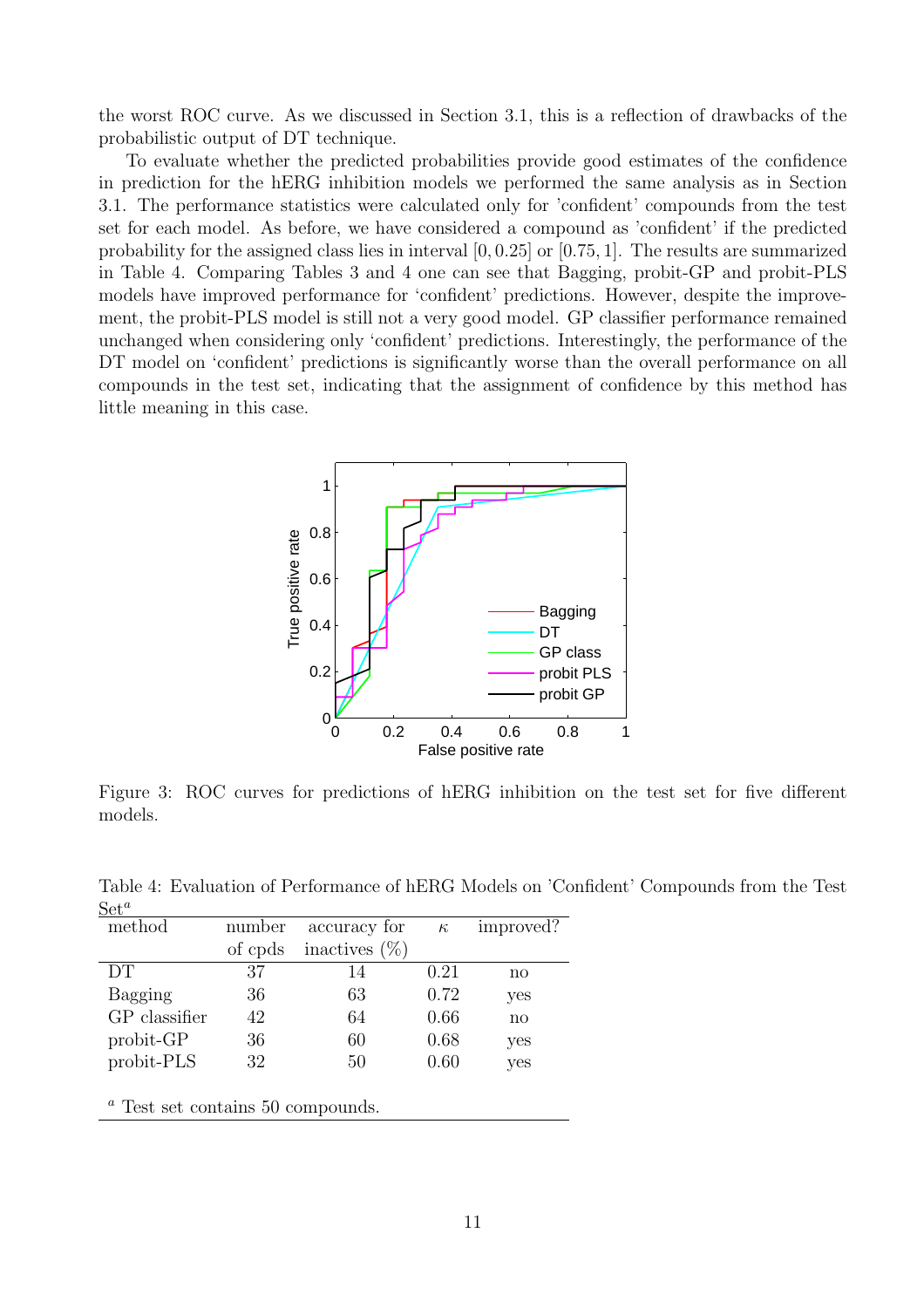the worst ROC curve. As we discussed in Section 3.1, this is a reflection of drawbacks of the probabilistic output of DT technique.

To evaluate whether the predicted probabilities provide good estimates of the confidence in prediction for the hERG inhibition models we performed the same analysis as in Section 3.1. The performance statistics were calculated only for 'confident' compounds from the test set for each model. As before, we have considered a compound as 'confident' if the predicted probability for the assigned class lies in interval $[0, 0.25]$ or $[0.75, 1]$. The results are summarized in Table 4. Comparing Tables 3 and 4 one can see that Bagging, probit-GP and probit-PLS models have improved performance for 'confident' predictions. However, despite the improvement, the probit-PLS model is still not a very good model. GP classifier performance remained unchanged when considering only 'confident' predictions. Interestingly, the performance of the DT model on 'confident' predictions is significantly worse than the overall performance on all compounds in the test set, indicating that the assignment of confidence by this method has little meaning in this case.

Figure 3: ROC curves for predictions of hERG inhibition on the test set for five different models.

Table 4: Evaluation of Performance of hERG Models on 'Confident' Compounds from the Test Set[a]

| method | number of cpds | accuracy for inactives (%) | $\kappa$ | improved? |
|---|---|---|---|---|
| DT | 37 | 14 | 0.21 | no |
| Bagging | 36 | 63 | 0.72 | yes |
| GP classifier | 42 | 64 | 0.66 | no |
| probit-GP | 36 | 60 | 0.68 | yes |
| probit-PLS | 32 | 50 | 0.60 | yes |

[a] Test set contains 50 compounds.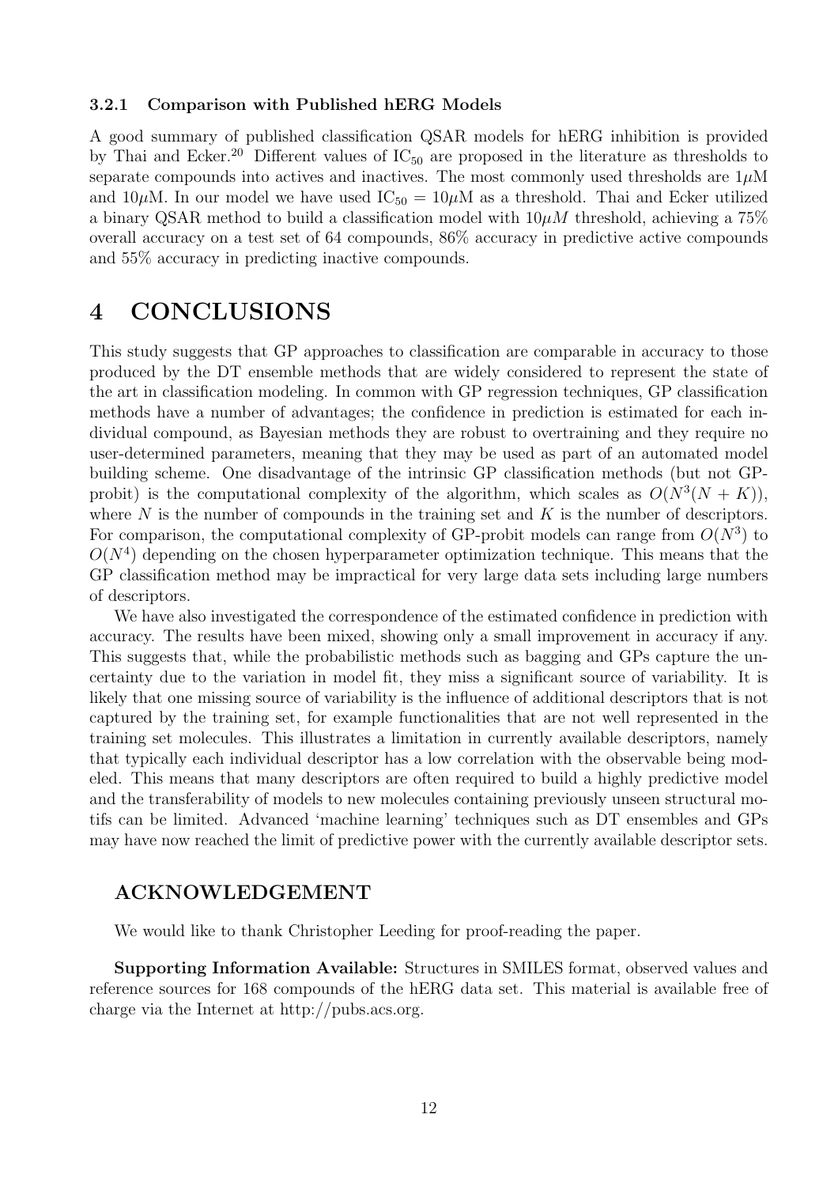### 3.2.1 Comparison with Published hERG Models

A good summary of published classification QSAR models for hERG inhibition is provided by Thai and Ecker.[20] Different values of $IC_{50}$ are proposed in the literature as thresholds to separate compounds into actives and inactives. The most commonly used thresholds are $1\mu$M and $10\mu$M. In our model we have used $IC_{50} = 10\mu$M as a threshold. Thai and Ecker utilized a binary QSAR method to build a classification model with $10\mu M$ threshold, achieving a 75% overall accuracy on a test set of 64 compounds, 86% accuracy in predictive active compounds and 55% accuracy in predicting inactive compounds.

# 4 CONCLUSIONS

This study suggests that GP approaches to classification are comparable in accuracy to those produced by the DT ensemble methods that are widely considered to represent the state of the art in classification modeling. In common with GP regression techniques, GP classification methods have a number of advantages; the confidence in prediction is estimated for each individual compound, as Bayesian methods they are robust to overtraining and they require no user-determined parameters, meaning that they may be used as part of an automated model building scheme. One disadvantage of the intrinsic GP classification methods (but not GP-probit) is the computational complexity of the algorithm, which scales as $O(N^3(N + K))$, where $N$ is the number of compounds in the training set and $K$ is the number of descriptors. For comparison, the computational complexity of GP-probit models can range from $O(N^3)$ to $O(N^4)$ depending on the chosen hyperparameter optimization technique. This means that the GP classification method may be impractical for very large data sets including large numbers of descriptors.

We have also investigated the correspondence of the estimated confidence in prediction with accuracy. The results have been mixed, showing only a small improvement in accuracy if any. This suggests that, while the probabilistic methods such as bagging and GPs capture the uncertainty due to the variation in model fit, they miss a significant source of variability. It is likely that one missing source of variability is the influence of additional descriptors that is not captured by the training set, for example functionalities that are not well represented in the training set molecules. This illustrates a limitation in currently available descriptors, namely that typically each individual descriptor has a low correlation with the observable being modeled. This means that many descriptors are often required to build a highly predictive model and the transferability of models to new molecules containing previously unseen structural motifs can be limited. Advanced 'machine learning' techniques such as DT ensembles and GPs may have now reached the limit of predictive power with the currently available descriptor sets.

## ACKNOWLEDGEMENT

We would like to thank Christopher Leeding for proof-reading the paper.

**Supporting Information Available:** Structures in SMILES format, observed values and reference sources for 168 compounds of the hERG data set. This material is available free of charge via the Internet at http://pubs.acs.org.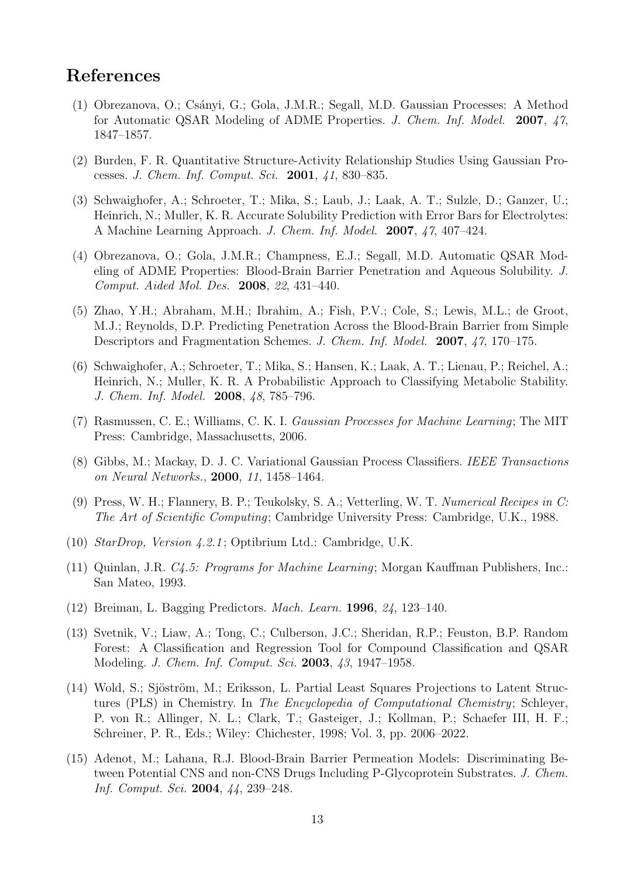## References

(1) Obrezanova, O.; Csányi, G.; Gola, J.M.R.; Segall, M.D. Gaussian Processes: A Method for Automatic QSAR Modeling of ADME Properties. *J. Chem. Inf. Model.* **2007**, *47*, 1847–1857.

(2) Burden, F. R. Quantitative Structure-Activity Relationship Studies Using Gaussian Processes. *J. Chem. Inf. Comput. Sci.* **2001**, *41*, 830–835.

(3) Schwaighofer, A.; Schroeter, T.; Mika, S.; Laub, J.; Laak, A. T.; Sulzle, D.; Ganzer, U.; Heinrich, N.; Muller, K. R. Accurate Solubility Prediction with Error Bars for Electrolytes: A Machine Learning Approach. *J. Chem. Inf. Model.* **2007**, *47*, 407–424.

(4) Obrezanova, O.; Gola, J.M.R.; Champness, E.J.; Segall, M.D. Automatic QSAR Modeling of ADME Properties: Blood-Brain Barrier Penetration and Aqueous Solubility. *J. Comput. Aided Mol. Des.* **2008**, *22*, 431–440.

(5) Zhao, Y.H.; Abraham, M.H.; Ibrahim, A.; Fish, P.V.; Cole, S.; Lewis, M.L.; de Groot, M.J.; Reynolds, D.P. Predicting Penetration Across the Blood-Brain Barrier from Simple Descriptors and Fragmentation Schemes. *J. Chem. Inf. Model.* **2007**, *47*, 170–175.

(6) Schwaighofer, A.; Schroeter, T.; Mika, S.; Hansen, K.; Laak, A. T.; Lienau, P.; Reichel, A.; Heinrich, N.; Muller, K. R. A Probabilistic Approach to Classifying Metabolic Stability. *J. Chem. Inf. Model.* **2008**, *48*, 785–796.

(7) Rasmussen, C. E.; Williams, C. K. I. *Gaussian Processes for Machine Learning*; The MIT Press: Cambridge, Massachusetts, 2006.

(8) Gibbs, M.; Mackay, D. J. C. Variational Gaussian Process Classifiers. *IEEE Transactions on Neural Networks.*, **2000**, *11*, 1458–1464.

(9) Press, W. H.; Flannery, B. P.; Teukolsky, S. A.; Vetterling, W. T. *Numerical Recipes in C: The Art of Scientific Computing*; Cambridge University Press: Cambridge, U.K., 1988.

(10) *StarDrop, Version 4.2.1*; Optibrium Ltd.: Cambridge, U.K.

(11) Quinlan, J.R. *C4.5: Programs for Machine Learning*; Morgan Kauffman Publishers, Inc.: San Mateo, 1993.

(12) Breiman, L. Bagging Predictors. *Mach. Learn.* **1996**, *24*, 123–140.

(13) Svetnik, V.; Liaw, A.; Tong, C.; Culberson, J.C.; Sheridan, R.P.; Feuston, B.P. Random Forest: A Classification and Regression Tool for Compound Classification and QSAR Modeling. *J. Chem. Inf. Comput. Sci.* **2003**, *43*, 1947–1958.

(14) Wold, S.; Sjöström, M.; Eriksson, L. Partial Least Squares Projections to Latent Structures (PLS) in Chemistry. In *The Encyclopedia of Computational Chemistry*; Schleyer, P. von R.; Allinger, N. L.; Clark, T.; Gasteiger, J.; Kollman, P.; Schaefer III, H. F.; Schreiner, P. R., Eds.; Wiley: Chichester, 1998; Vol. 3, pp. 2006–2022.

(15) Adenot, M.; Lahana, R.J. Blood-Brain Barrier Permeation Models: Discriminating Between Potential CNS and non-CNS Drugs Including P-Glycoprotein Substrates. *J. Chem. Inf. Comput. Sci.* **2004**, *44*, 239–248.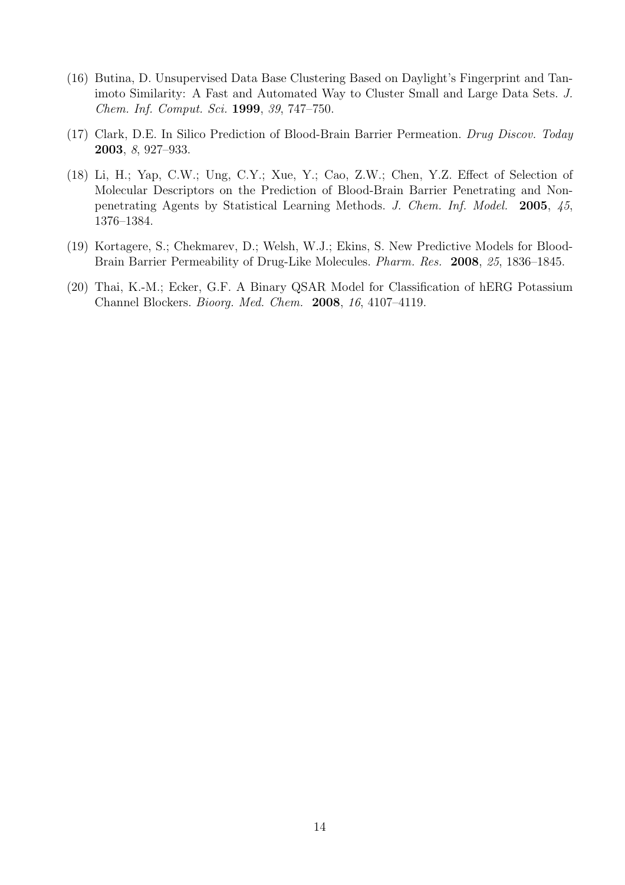(16) Butina, D. Unsupervised Data Base Clustering Based on Daylight's Fingerprint and Tanimoto Similarity: A Fast and Automated Way to Cluster Small and Large Data Sets. *J. Chem. Inf. Comput. Sci.* **1999**, *39*, 747–750.

(17) Clark, D.E. In Silico Prediction of Blood-Brain Barrier Permeation. *Drug Discov. Today* **2003**, *8*, 927–933.

(18) Li, H.; Yap, C.W.; Ung, C.Y.; Xue, Y.; Cao, Z.W.; Chen, Y.Z. Effect of Selection of Molecular Descriptors on the Prediction of Blood-Brain Barrier Penetrating and Nonpenetrating Agents by Statistical Learning Methods. *J. Chem. Inf. Model.* **2005**, *45*, 1376–1384.

(19) Kortagere, S.; Chekmarev, D.; Welsh, W.J.; Ekins, S. New Predictive Models for Blood-Brain Barrier Permeability of Drug-Like Molecules. *Pharm. Res.* **2008**, *25*, 1836–1845.

(20) Thai, K.-M.; Ecker, G.F. A Binary QSAR Model for Classification of hERG Potassium Channel Blockers. *Bioorg. Med. Chem.* **2008**, *16*, 4107–4119.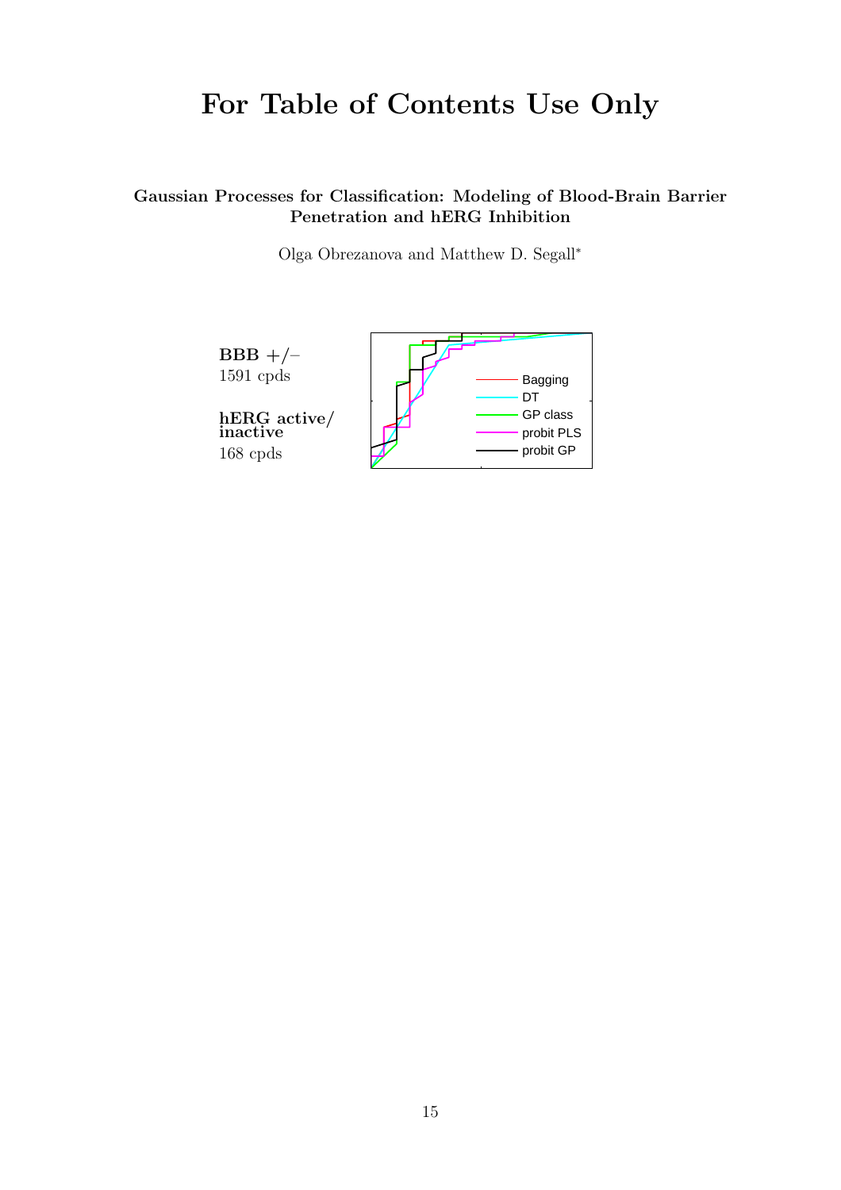# For Table of Contents Use Only

**Gaussian Processes for Classification: Modeling of Blood-Brain Barrier Penetration and hERG Inhibition**

Olga Obrezanova and Matthew D. Segall*

**BBB +/−**
1591 cpds

**hERG active/ inactive**
168 cpds

Bagging
DT
GP class
probit PLS
probit GP